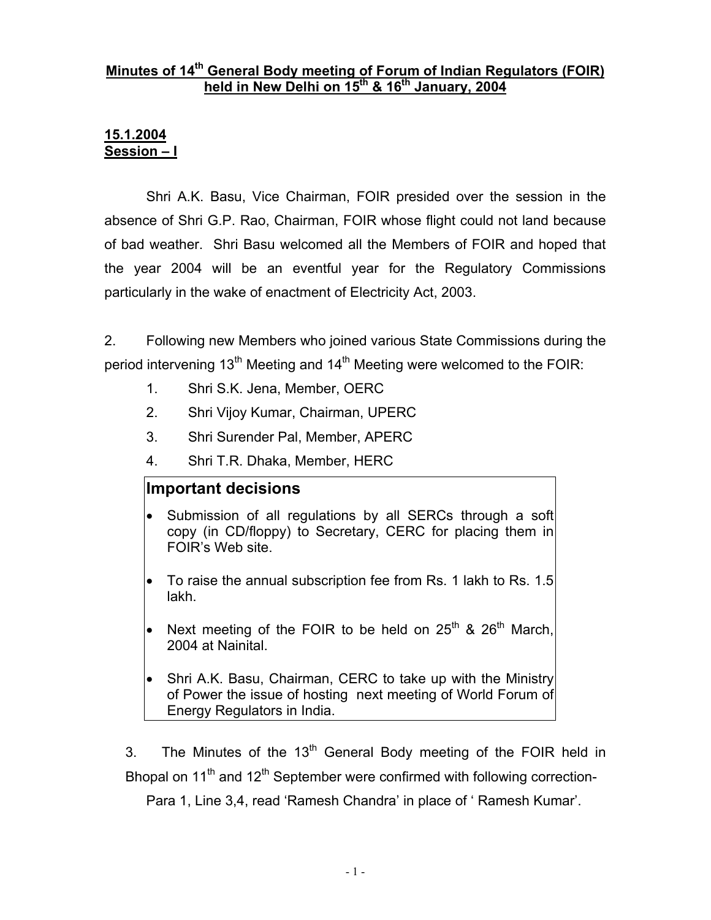# Minutes of 14th General Body meeting of Forum of Indian Regulators (FOIR) held in New Delhi on 15th & 16th January, 2004

**15.1.2004**
**Session – I**

Shri A.K. Basu, Vice Chairman, FOIR presided over the session in the absence of Shri G.P. Rao, Chairman, FOIR whose flight could not land because of bad weather. Shri Basu welcomed all the Members of FOIR and hoped that the year 2004 will be an eventful year for the Regulatory Commissions particularly in the wake of enactment of Electricity Act, 2003.

2. Following new Members who joined various State Commissions during the period intervening 13th Meeting and 14th Meeting were welcomed to the FOIR:

1. Shri S.K. Jena, Member, OERC
2. Shri Vijoy Kumar, Chairman, UPERC
3. Shri Surender Pal, Member, APERC
4. Shri T.R. Dhaka, Member, HERC

## Important decisions

- Submission of all regulations by all SERCs through a soft copy (in CD/floppy) to Secretary, CERC for placing them in FOIR's Web site.
- To raise the annual subscription fee from Rs. 1 lakh to Rs. 1.5 lakh.
- Next meeting of the FOIR to be held on 25th & 26th March, 2004 at Nainital.
- Shri A.K. Basu, Chairman, CERC to take up with the Ministry of Power the issue of hosting next meeting of World Forum of Energy Regulators in India.

3. The Minutes of the 13th General Body meeting of the FOIR held in Bhopal on 11th and 12th September were confirmed with following correction-

Para 1, Line 3,4, read 'Ramesh Chandra' in place of ' Ramesh Kumar'.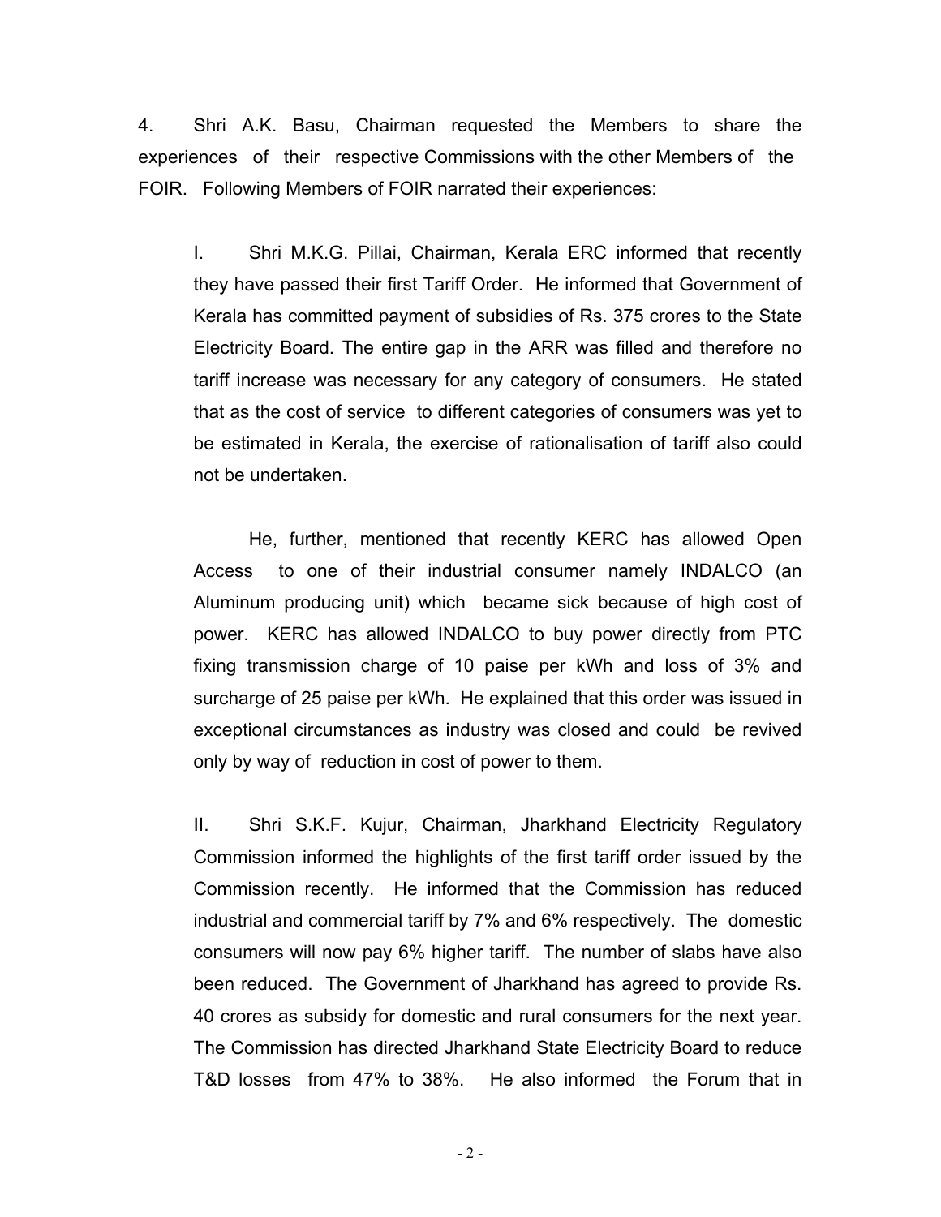4. Shri A.K. Basu, Chairman requested the Members to share the experiences of their respective Commissions with the other Members of the FOIR. Following Members of FOIR narrated their experiences:

I. Shri M.K.G. Pillai, Chairman, Kerala ERC informed that recently they have passed their first Tariff Order. He informed that Government of Kerala has committed payment of subsidies of Rs. 375 crores to the State Electricity Board. The entire gap in the ARR was filled and therefore no tariff increase was necessary for any category of consumers. He stated that as the cost of service to different categories of consumers was yet to be estimated in Kerala, the exercise of rationalisation of tariff also could not be undertaken.

He, further, mentioned that recently KERC has allowed Open Access to one of their industrial consumer namely INDALCO (an Aluminum producing unit) which became sick because of high cost of power. KERC has allowed INDALCO to buy power directly from PTC fixing transmission charge of 10 paise per kWh and loss of 3% and surcharge of 25 paise per kWh. He explained that this order was issued in exceptional circumstances as industry was closed and could be revived only by way of reduction in cost of power to them.

II. Shri S.K.F. Kujur, Chairman, Jharkhand Electricity Regulatory Commission informed the highlights of the first tariff order issued by the Commission recently. He informed that the Commission has reduced industrial and commercial tariff by 7% and 6% respectively. The domestic consumers will now pay 6% higher tariff. The number of slabs have also been reduced. The Government of Jharkhand has agreed to provide Rs. 40 crores as subsidy for domestic and rural consumers for the next year. The Commission has directed Jharkhand State Electricity Board to reduce T&D losses from 47% to 38%. He also informed the Forum that in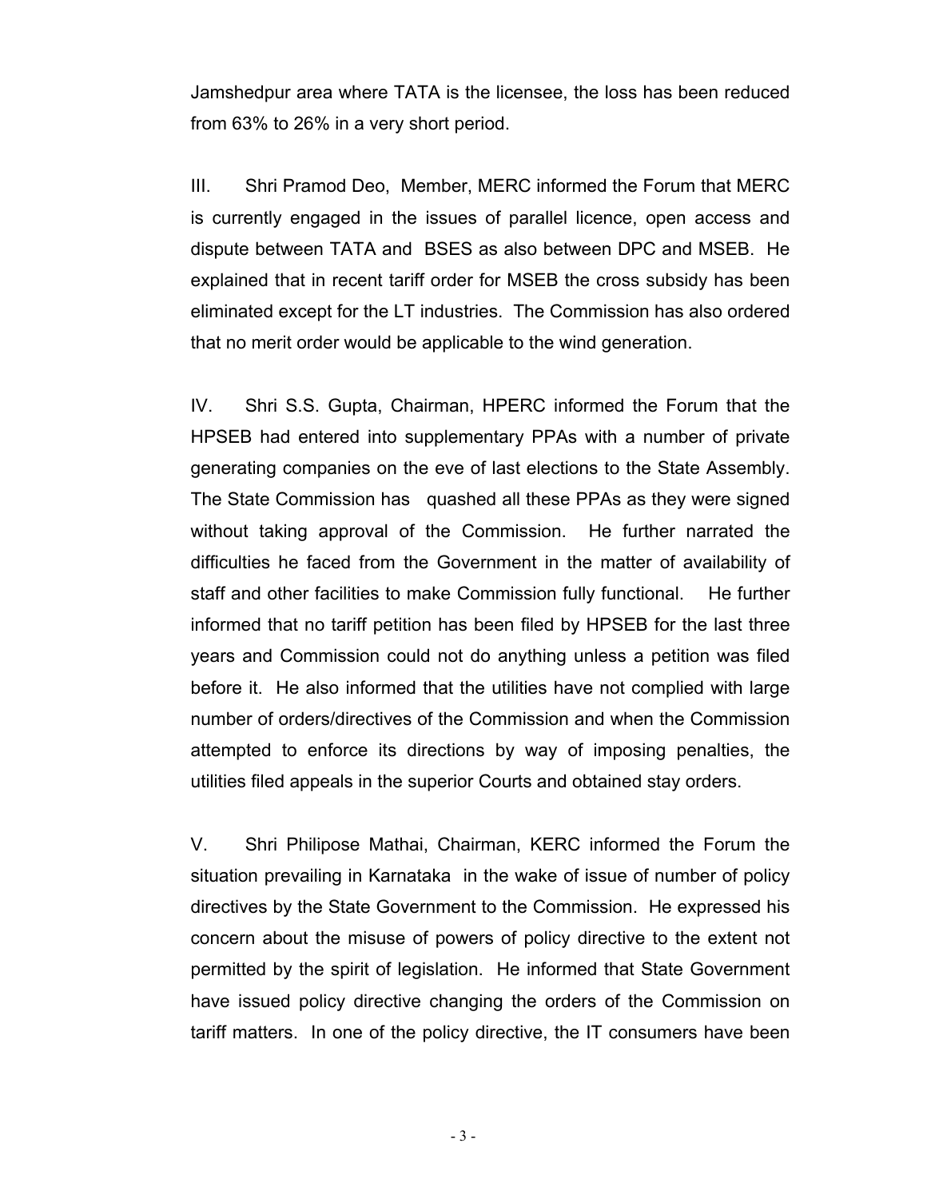Jamshedpur area where TATA is the licensee, the loss has been reduced from 63% to 26% in a very short period.

III. Shri Pramod Deo, Member, MERC informed the Forum that MERC is currently engaged in the issues of parallel licence, open access and dispute between TATA and BSES as also between DPC and MSEB. He explained that in recent tariff order for MSEB the cross subsidy has been eliminated except for the LT industries. The Commission has also ordered that no merit order would be applicable to the wind generation.

IV. Shri S.S. Gupta, Chairman, HPERC informed the Forum that the HPSEB had entered into supplementary PPAs with a number of private generating companies on the eve of last elections to the State Assembly. The State Commission has quashed all these PPAs as they were signed without taking approval of the Commission. He further narrated the difficulties he faced from the Government in the matter of availability of staff and other facilities to make Commission fully functional. He further informed that no tariff petition has been filed by HPSEB for the last three years and Commission could not do anything unless a petition was filed before it. He also informed that the utilities have not complied with large number of orders/directives of the Commission and when the Commission attempted to enforce its directions by way of imposing penalties, the utilities filed appeals in the superior Courts and obtained stay orders.

V. Shri Philipose Mathai, Chairman, KERC informed the Forum the situation prevailing in Karnataka in the wake of issue of number of policy directives by the State Government to the Commission. He expressed his concern about the misuse of powers of policy directive to the extent not permitted by the spirit of legislation. He informed that State Government have issued policy directive changing the orders of the Commission on tariff matters. In one of the policy directive, the IT consumers have been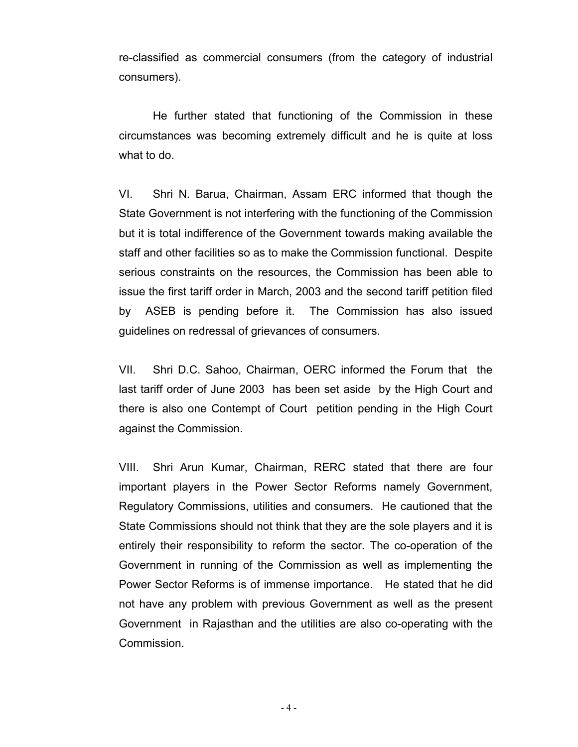re-classified as commercial consumers (from the category of industrial consumers).

He further stated that functioning of the Commission in these circumstances was becoming extremely difficult and he is quite at loss what to do.

VI. Shri N. Barua, Chairman, Assam ERC informed that though the State Government is not interfering with the functioning of the Commission but it is total indifference of the Government towards making available the staff and other facilities so as to make the Commission functional. Despite serious constraints on the resources, the Commission has been able to issue the first tariff order in March, 2003 and the second tariff petition filed by ASEB is pending before it. The Commission has also issued guidelines on redressal of grievances of consumers.

VII. Shri D.C. Sahoo, Chairman, OERC informed the Forum that the last tariff order of June 2003 has been set aside by the High Court and there is also one Contempt of Court petition pending in the High Court against the Commission.

VIII. Shri Arun Kumar, Chairman, RERC stated that there are four important players in the Power Sector Reforms namely Government, Regulatory Commissions, utilities and consumers. He cautioned that the State Commissions should not think that they are the sole players and it is entirely their responsibility to reform the sector. The co-operation of the Government in running of the Commission as well as implementing the Power Sector Reforms is of immense importance. He stated that he did not have any problem with previous Government as well as the present Government in Rajasthan and the utilities are also co-operating with the Commission.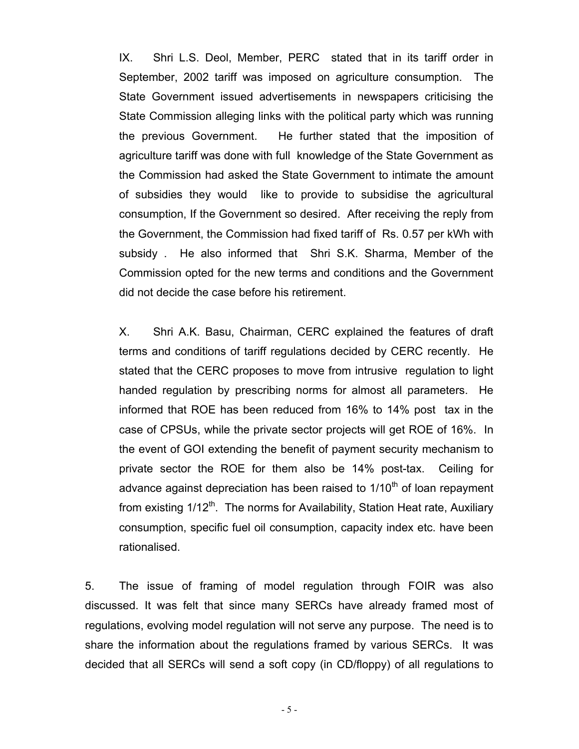IX. Shri L.S. Deol, Member, PERC stated that in its tariff order in September, 2002 tariff was imposed on agriculture consumption. The State Government issued advertisements in newspapers criticising the State Commission alleging links with the political party which was running the previous Government. He further stated that the imposition of agriculture tariff was done with full knowledge of the State Government as the Commission had asked the State Government to intimate the amount of subsidies they would like to provide to subsidise the agricultural consumption, If the Government so desired. After receiving the reply from the Government, the Commission had fixed tariff of Rs. 0.57 per kWh with subsidy . He also informed that Shri S.K. Sharma, Member of the Commission opted for the new terms and conditions and the Government did not decide the case before his retirement.

X. Shri A.K. Basu, Chairman, CERC explained the features of draft terms and conditions of tariff regulations decided by CERC recently. He stated that the CERC proposes to move from intrusive regulation to light handed regulation by prescribing norms for almost all parameters. He informed that ROE has been reduced from 16% to 14% post tax in the case of CPSUs, while the private sector projects will get ROE of 16%. In the event of GOI extending the benefit of payment security mechanism to private sector the ROE for them also be 14% post-tax. Ceiling for advance against depreciation has been raised to $1/10^{th}$ of loan repayment from existing $1/12^{th}$. The norms for Availability, Station Heat rate, Auxiliary consumption, specific fuel oil consumption, capacity index etc. have been rationalised.

5. The issue of framing of model regulation through FOIR was also discussed. It was felt that since many SERCs have already framed most of regulations, evolving model regulation will not serve any purpose. The need is to share the information about the regulations framed by various SERCs. It was decided that all SERCs will send a soft copy (in CD/floppy) of all regulations to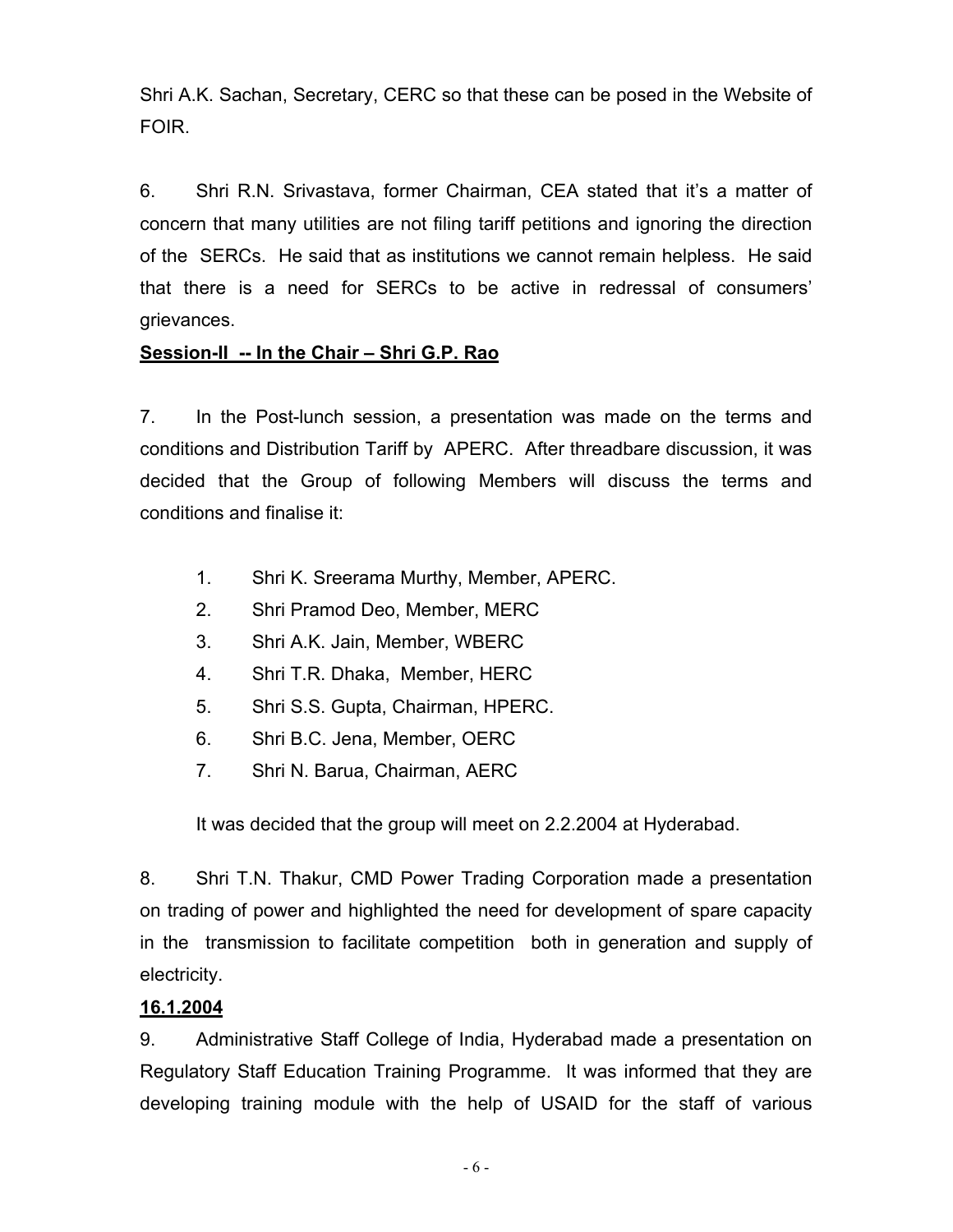Shri A.K. Sachan, Secretary, CERC so that these can be posed in the Website of FOIR.

6. Shri R.N. Srivastava, former Chairman, CEA stated that it's a matter of concern that many utilities are not filing tariff petitions and ignoring the direction of the SERCs. He said that as institutions we cannot remain helpless. He said that there is a need for SERCs to be active in redressal of consumers' grievances.

**Session-II -- In the Chair – Shri G.P. Rao**

7. In the Post-lunch session, a presentation was made on the terms and conditions and Distribution Tariff by APERC. After threadbare discussion, it was decided that the Group of following Members will discuss the terms and conditions and finalise it:

1. Shri K. Sreerama Murthy, Member, APERC.
2. Shri Pramod Deo, Member, MERC
3. Shri A.K. Jain, Member, WBERC
4. Shri T.R. Dhaka, Member, HERC
5. Shri S.S. Gupta, Chairman, HPERC.
6. Shri B.C. Jena, Member, OERC
7. Shri N. Barua, Chairman, AERC

It was decided that the group will meet on 2.2.2004 at Hyderabad.

8. Shri T.N. Thakur, CMD Power Trading Corporation made a presentation on trading of power and highlighted the need for development of spare capacity in the transmission to facilitate competition both in generation and supply of electricity.

**16.1.2004**

9. Administrative Staff College of India, Hyderabad made a presentation on Regulatory Staff Education Training Programme. It was informed that they are developing training module with the help of USAID for the staff of various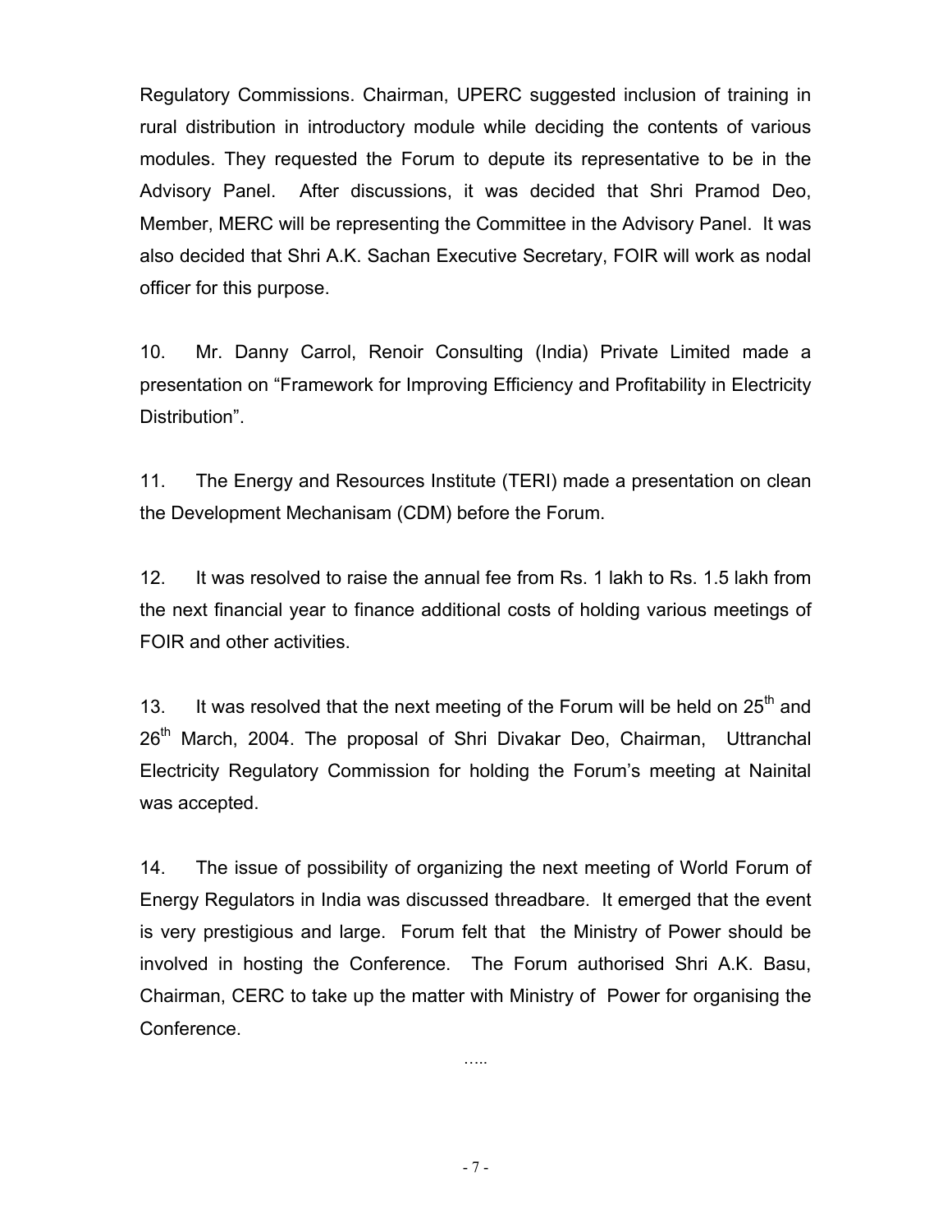Regulatory Commissions. Chairman, UPERC suggested inclusion of training in rural distribution in introductory module while deciding the contents of various modules. They requested the Forum to depute its representative to be in the Advisory Panel. After discussions, it was decided that Shri Pramod Deo, Member, MERC will be representing the Committee in the Advisory Panel. It was also decided that Shri A.K. Sachan Executive Secretary, FOIR will work as nodal officer for this purpose.

10. Mr. Danny Carrol, Renoir Consulting (India) Private Limited made a presentation on "Framework for Improving Efficiency and Profitability in Electricity Distribution".

11. The Energy and Resources Institute (TERI) made a presentation on clean the Development Mechanisam (CDM) before the Forum.

12. It was resolved to raise the annual fee from Rs. 1 lakh to Rs. 1.5 lakh from the next financial year to finance additional costs of holding various meetings of FOIR and other activities.

13. It was resolved that the next meeting of the Forum will be held on 25th and 26th March, 2004. The proposal of Shri Divakar Deo, Chairman, Uttranchal Electricity Regulatory Commission for holding the Forum's meeting at Nainital was accepted.

14. The issue of possibility of organizing the next meeting of World Forum of Energy Regulators in India was discussed threadbare. It emerged that the event is very prestigious and large. Forum felt that the Ministry of Power should be involved in hosting the Conference. The Forum authorised Shri A.K. Basu, Chairman, CERC to take up the matter with Ministry of Power for organising the Conference.

…..